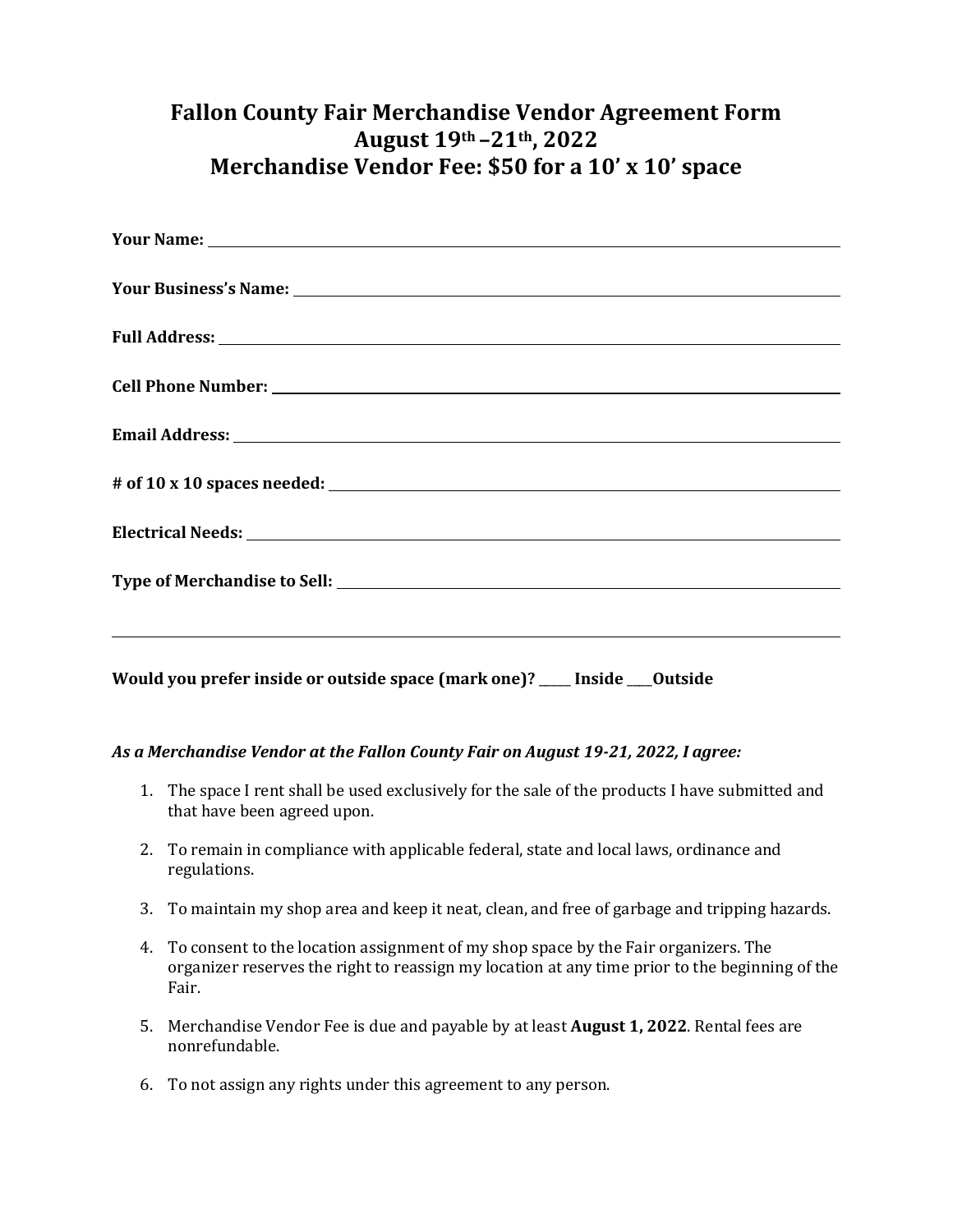# Fallon County Fair Merchandise Vendor Agreement Form
# August 19th –21th, 2022
# Merchandise Vendor Fee: $50 for a 10' x 10' space

**Your Name:** ____________________________________________

**Your Business's Name:** ____________________________________________

**Full Address:** ____________________________________________

**Cell Phone Number:** ____________________________________________

**Email Address:** ____________________________________________

**# of 10 x 10 spaces needed:** ____________________________________________

**Electrical Needs:** ____________________________________________

**Type of Merchandise to Sell:** ____________________________________________

____________________________________________________________

**Would you prefer inside or outside space (mark one)? _____ Inside ____Outside**

***As a Merchandise Vendor at the Fallon County Fair on August 19-21, 2022, I agree:***

1. The space I rent shall be used exclusively for the sale of the products I have submitted and that have been agreed upon.
2. To remain in compliance with applicable federal, state and local laws, ordinance and regulations.
3. To maintain my shop area and keep it neat, clean, and free of garbage and tripping hazards.
4. To consent to the location assignment of my shop space by the Fair organizers. The organizer reserves the right to reassign my location at any time prior to the beginning of the Fair.
5. Merchandise Vendor Fee is due and payable by at least **August 1, 2022**. Rental fees are nonrefundable.
6. To not assign any rights under this agreement to any person.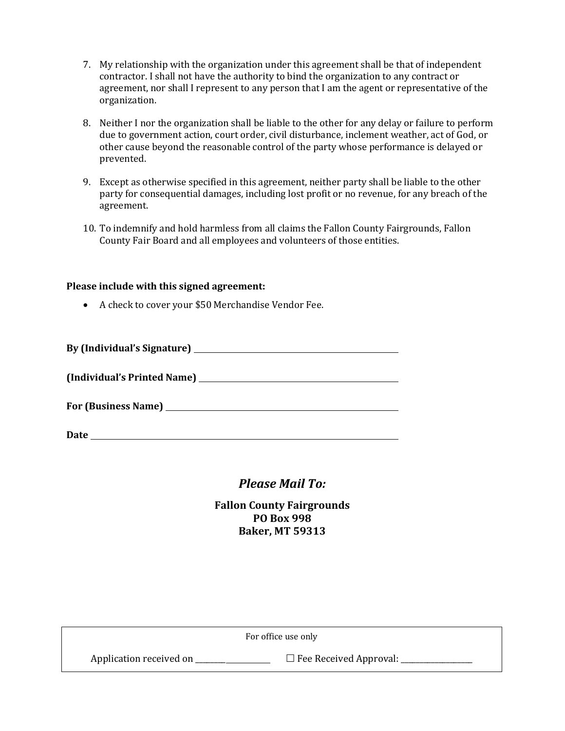7. My relationship with the organization under this agreement shall be that of independent contractor. I shall not have the authority to bind the organization to any contract or agreement, nor shall I represent to any person that I am the agent or representative of the organization.

8. Neither I nor the organization shall be liable to the other for any delay or failure to perform due to government action, court order, civil disturbance, inclement weather, act of God, or other cause beyond the reasonable control of the party whose performance is delayed or prevented.

9. Except as otherwise specified in this agreement, neither party shall be liable to the other party for consequential damages, including lost profit or no revenue, for any breach of the agreement.

10. To indemnify and hold harmless from all claims the Fallon County Fairgrounds, Fallon County Fair Board and all employees and volunteers of those entities.

**Please include with this signed agreement:**

- A check to cover your $50 Merchandise Vendor Fee.

**By (Individual's Signature)** ____________________________________________

**(Individual's Printed Name)** ____________________________________________

**For (Business Name)** ____________________________________________

**Date** ____________________________________________

## *Please Mail To:*

**Fallon County Fairgrounds**
**PO Box 998**
**Baker, MT 59313**

| For office use only | |
|---|---|
| Application received on ____________________ | ☐ Fee Received Approval: ____________________ |